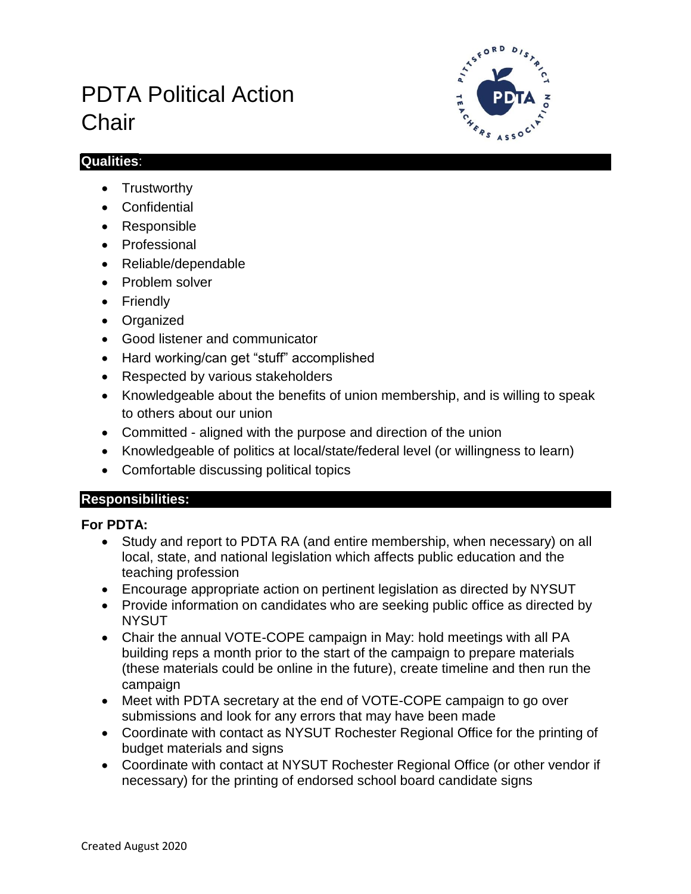# PDTA Political Action Chair

## Qualities:

- Trustworthy
- Confidential
- Responsible
- Professional
- Reliable/dependable
- Problem solver
- Friendly
- Organized
- Good listener and communicator
- Hard working/can get "stuff" accomplished
- Respected by various stakeholders
- Knowledgeable about the benefits of union membership, and is willing to speak to others about our union
- Committed - aligned with the purpose and direction of the union
- Knowledgeable of politics at local/state/federal level (or willingness to learn)
- Comfortable discussing political topics

## Responsibilities:

**For PDTA:**

- Study and report to PDTA RA (and entire membership, when necessary) on all local, state, and national legislation which affects public education and the teaching profession
- Encourage appropriate action on pertinent legislation as directed by NYSUT
- Provide information on candidates who are seeking public office as directed by NYSUT
- Chair the annual VOTE-COPE campaign in May: hold meetings with all PA building reps a month prior to the start of the campaign to prepare materials (these materials could be online in the future), create timeline and then run the campaign
- Meet with PDTA secretary at the end of VOTE-COPE campaign to go over submissions and look for any errors that may have been made
- Coordinate with contact as NYSUT Rochester Regional Office for the printing of budget materials and signs
- Coordinate with contact at NYSUT Rochester Regional Office (or other vendor if necessary) for the printing of endorsed school board candidate signs

Created August 2020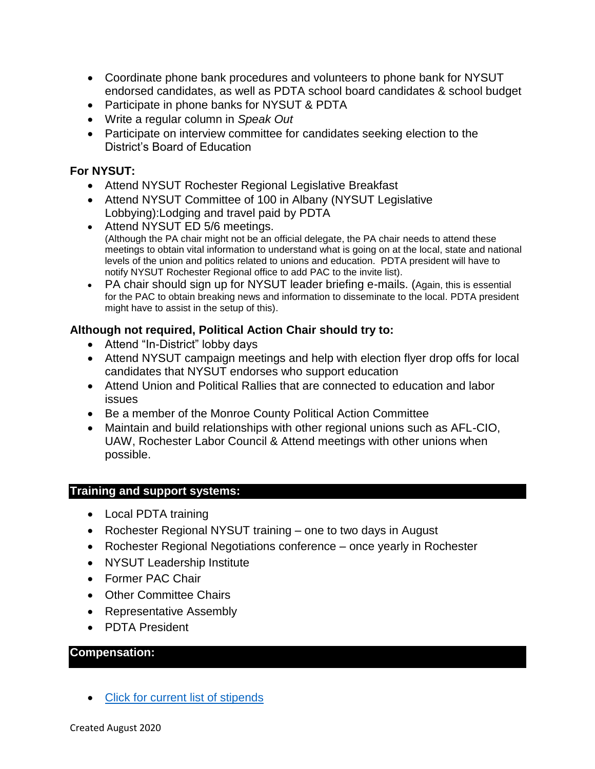- Coordinate phone bank procedures and volunteers to phone bank for NYSUT endorsed candidates, as well as PDTA school board candidates & school budget
- Participate in phone banks for NYSUT & PDTA
- Write a regular column in *Speak Out*
- Participate on interview committee for candidates seeking election to the District's Board of Education

**For NYSUT:**

- Attend NYSUT Rochester Regional Legislative Breakfast
- Attend NYSUT Committee of 100 in Albany (NYSUT Legislative Lobbying):Lodging and travel paid by PDTA
- Attend NYSUT ED 5/6 meetings.
  (Although the PA chair might not be an official delegate, the PA chair needs to attend these meetings to obtain vital information to understand what is going on at the local, state and national levels of the union and politics related to unions and education. PDTA president will have to notify NYSUT Rochester Regional office to add PAC to the invite list).
- PA chair should sign up for NYSUT leader briefing e-mails. (Again, this is essential for the PAC to obtain breaking news and information to disseminate to the local. PDTA president might have to assist in the setup of this).

**Although not required, Political Action Chair should try to:**

- Attend "In-District" lobby days
- Attend NYSUT campaign meetings and help with election flyer drop offs for local candidates that NYSUT endorses who support education
- Attend Union and Political Rallies that are connected to education and labor issues
- Be a member of the Monroe County Political Action Committee
- Maintain and build relationships with other regional unions such as AFL-CIO, UAW, Rochester Labor Council & Attend meetings with other unions when possible.

## Training and support systems:

- Local PDTA training
- Rochester Regional NYSUT training – one to two days in August
- Rochester Regional Negotiations conference – once yearly in Rochester
- NYSUT Leadership Institute
- Former PAC Chair
- Other Committee Chairs
- Representative Assembly
- PDTA President

## Compensation:

- Click for current list of stipends

Created August 2020